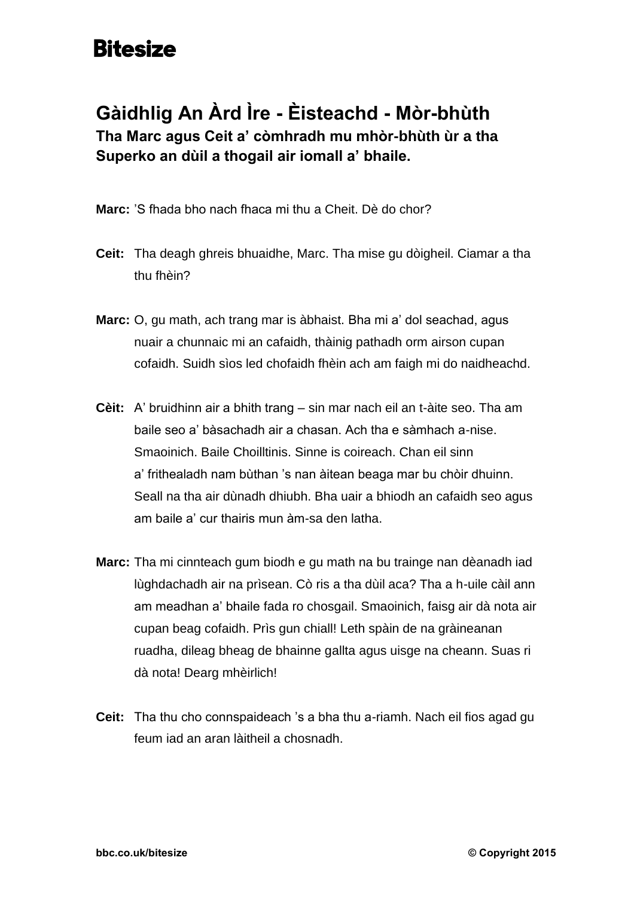# Bitesize

## Gàidhlig An Àrd Ìre - Èisteachd - Mòr-bhùth

**Tha Marc agus Ceit a' còmhradh mu mhòr-bhùth ùr a tha Superko an dùil a thogail air iomall a' bhaile.**

**Marc:** 'S fhada bho nach fhaca mi thu a Cheit. Dè do chor?

**Ceit:** Tha deagh ghreis bhuaidhe, Marc. Tha mise gu dòigheil. Ciamar a tha thu fhèin?

**Marc:** O, gu math, ach trang mar is àbhaist. Bha mi a' dol seachad, agus nuair a chunnaic mi an cafaidh, thàinig pathadh orm airson cupan cofaidh. Suidh sìos led chofaidh fhèin ach am faigh mi do naidheachd.

**Cèit:** A' bruidhinn air a bhith trang – sin mar nach eil an t-àite seo. Tha am baile seo a' bàsachadh air a chasan. Ach tha e sàmhach a-nise. Smaoinich. Baile Choilltinis. Sinne is coireach. Chan eil sinn a' frithealadh nam bùthan 's nan àitean beaga mar bu chòir dhuinn. Seall na tha air dùnadh dhiubh. Bha uair a bhiodh an cafaidh seo agus am baile a' cur thairis mun àm-sa den latha.

**Marc:** Tha mi cinnteach gum biodh e gu math na bu trainge nan dèanadh iad lùghdachadh air na prìsean. Cò ris a tha dùil aca? Tha a h-uile càil ann am meadhan a' bhaile fada ro chosgail. Smaoinich, faisg air dà nota air cupan beag cofaidh. Prìs gun chiall! Leth spàin de na gràineanan ruadha, dileag bheag de bhainne gallta agus uisge na cheann. Suas ri dà nota! Dearg mhèirlich!

**Ceit:** Tha thu cho connspaideach 's a bha thu a-riamh. Nach eil fios agad gu feum iad an aran làitheil a chosnadh.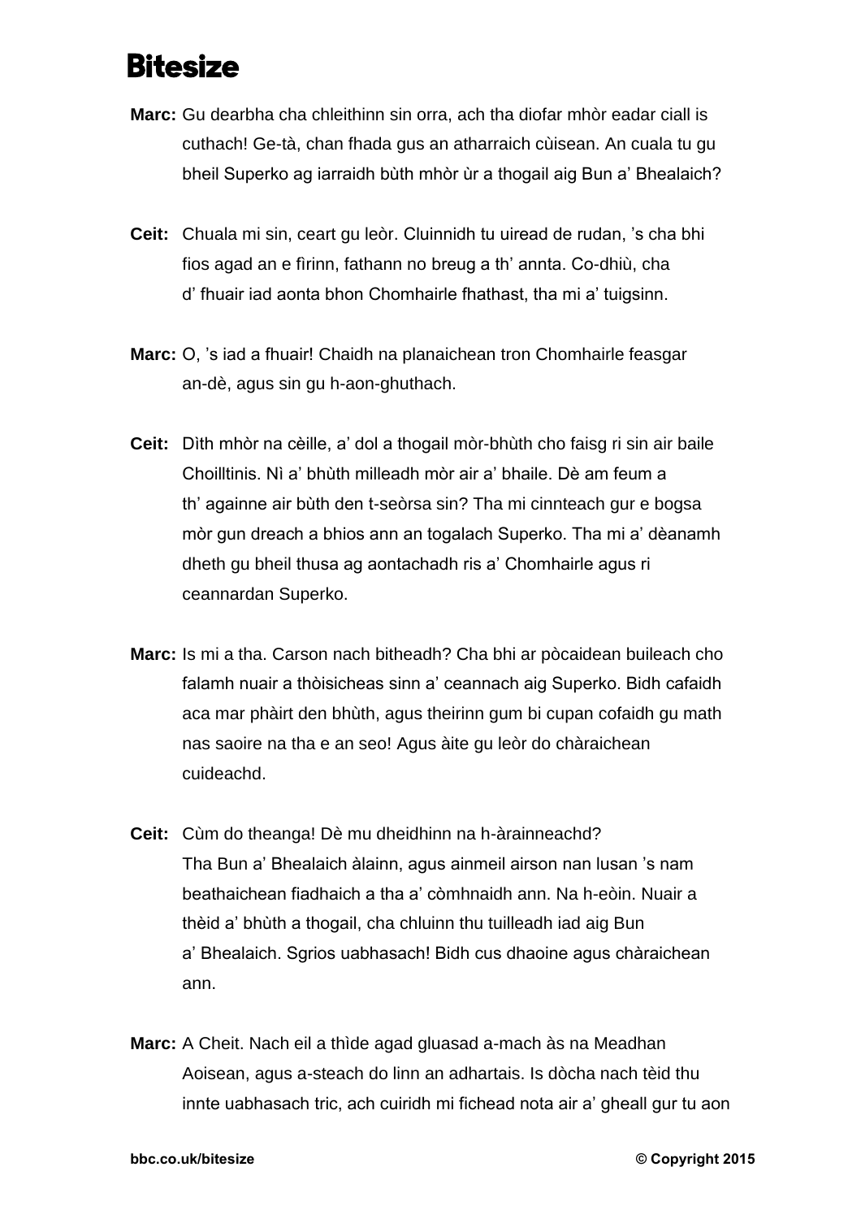**Marc:** Gu dearbha cha chleithinn sin orra, ach tha diofar mhòr eadar ciall is cuthach! Ge-tà, chan fhada gus an atharraich cùisean. An cuala tu gu bheil Superko ag iarraidh bùth mhòr ùr a thogail aig Bun a' Bhealaich?

**Ceit:** Chuala mi sin, ceart gu leòr. Cluinnidh tu uiread de rudan, 's cha bhi fios agad an e fìrinn, fathann no breug a th' annta. Co-dhiù, cha d' fhuair iad aonta bhon Chomhairle fhathast, tha mi a' tuigsinn.

**Marc:** O, 's iad a fhuair! Chaidh na planaichean tron Chomhairle feasgar an-dè, agus sin gu h-aon-ghuthach.

**Ceit:** Dìth mhòr na cèille, a' dol a thogail mòr-bhùth cho faisg ri sin air baile Choilltinis. Nì a' bhùth milleadh mòr air a' bhaile. Dè am feum a th' againne air bùth den t-seòrsa sin? Tha mi cinnteach gur e bogsa mòr gun dreach a bhios ann an togalach Superko. Tha mi a' dèanamh dheth gu bheil thusa ag aontachadh ris a' Chomhairle agus ri ceannardan Superko.

**Marc:** Is mi a tha. Carson nach bitheadh? Cha bhi ar pòcaidean buileach cho falamh nuair a thòisicheas sinn a' ceannach aig Superko. Bidh cafaidh aca mar phàirt den bhùth, agus theirinn gum bi cupan cofaidh gu math nas saoire na tha e an seo! Agus àite gu leòr do chàraichean cuideachd.

**Ceit:** Cùm do theanga! Dè mu dheidhinn na h-àrainneachd? Tha Bun a' Bhealaich àlainn, agus ainmeil airson nan lusan 's nam beathaichean fiadhaich a tha a' còmhnaidh ann. Na h-eòin. Nuair a thèid a' bhùth a thogail, cha chluinn thu tuilleadh iad aig Bun a' Bhealaich. Sgrios uabhasach! Bidh cus dhaoine agus chàraichean ann.

**Marc:** A Cheit. Nach eil a thìde agad gluasad a-mach às na Meadhan Aoisean, agus a-steach do linn an adhartais. Is dòcha nach tèid thu innte uabhasach tric, ach cuiridh mi fichead nota air a' gheall gur tu aon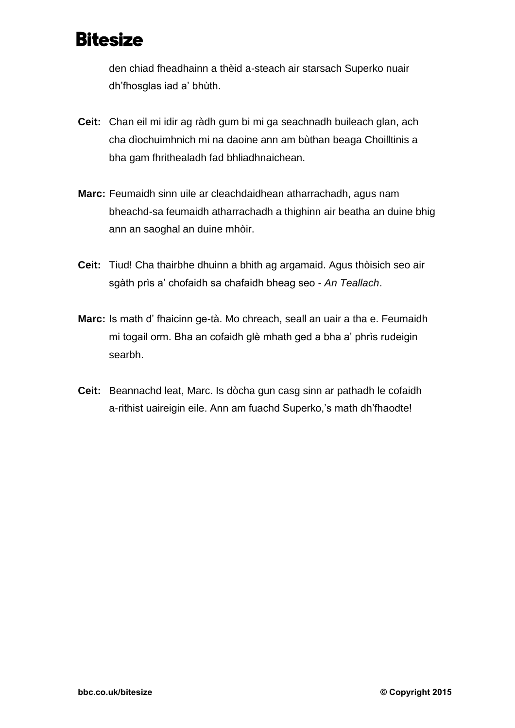den chiad fheadhainn a thèid a-steach air starsach Superko nuair dh'fhosglas iad a' bhùth.

**Ceit:** Chan eil mi idir ag ràdh gum bi mi ga seachnadh buileach glan, ach cha dìochuimhnich mi na daoine ann am bùthan beaga Choilltinis a bha gam fhrithealadh fad bhliadhnaichean.

**Marc:** Feumaidh sinn uile ar cleachdaidhean atharrachadh, agus nam bheachd-sa feumaidh atharrachadh a thighinn air beatha an duine bhig ann an saoghal an duine mhòir.

**Ceit:** Tiud! Cha thairbhe dhuinn a bhith ag argamaid. Agus thòisich seo air sgàth prìs a' chofaidh sa chafaidh bheag seo - *An Teallach*.

**Marc:** Is math d' fhaicinn ge-tà. Mo chreach, seall an uair a tha e. Feumaidh mi togail orm. Bha an cofaidh glè mhath ged a bha a' phrìs rudeigin searbh.

**Ceit:** Beannachd leat, Marc. Is dòcha gun casg sinn ar pathadh le cofaidh a-rithist uaireigin eile. Ann am fuachd Superko,'s math dh'fhaodte!